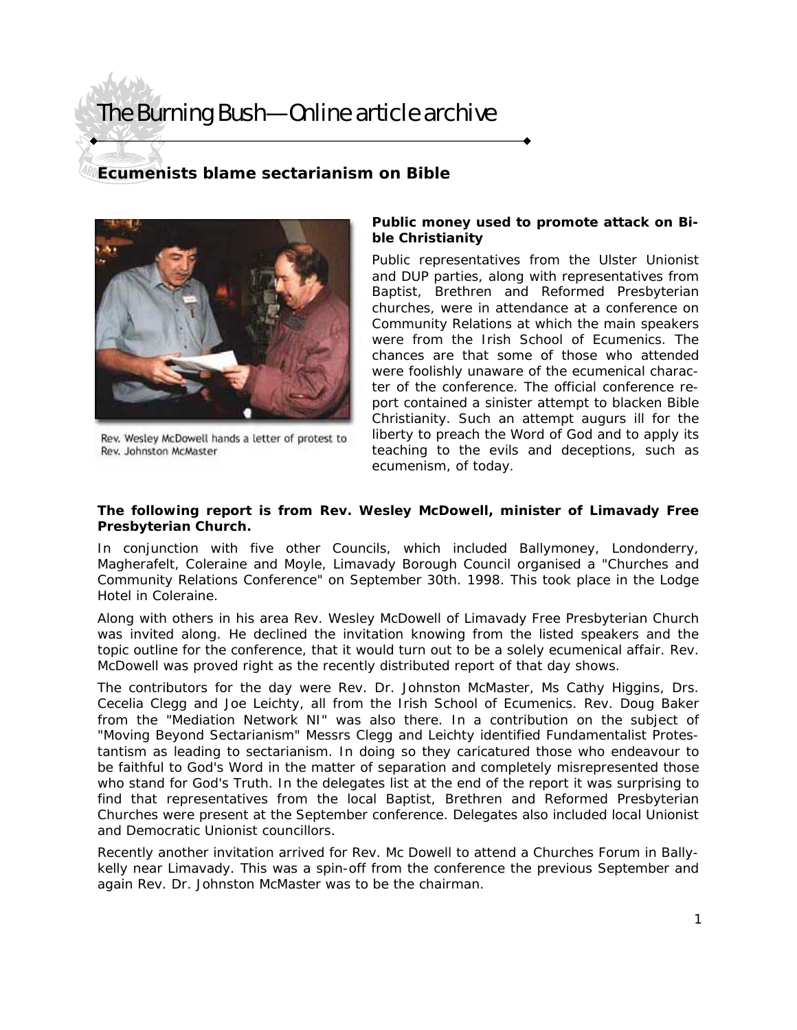# The Burning Bush—Online article archive

## Ecumenists blame sectarianism on Bible

Rev. Wesley McDowell hands a letter of protest to Rev. Johnston McMaster

**Public money used to promote attack on Bible Christianity**

Public representatives from the Ulster Unionist and DUP parties, along with representatives from Baptist, Brethren and Reformed Presbyterian churches, were in attendance at a conference on Community Relations at which the main speakers were from the Irish School of Ecumenics. The chances are that some of those who attended were foolishly unaware of the ecumenical character of the conference. The official conference report contained a sinister attempt to blacken Bible Christianity. Such an attempt augurs ill for the liberty to preach the Word of God and to apply its teaching to the evils and deceptions, such as ecumenism, of today.

**The following report is from Rev. Wesley McDowell, minister of Limavady Free Presbyterian Church.**

In conjunction with five other Councils, which included Ballymoney, Londonderry, Magherafelt, Coleraine and Moyle, Limavady Borough Council organised a "Churches and Community Relations Conference" on September 30th. 1998. This took place in the Lodge Hotel in Coleraine.

Along with others in his area Rev. Wesley McDowell of Limavady Free Presbyterian Church was invited along. He declined the invitation knowing from the listed speakers and the topic outline for the conference, that it would turn out to be a solely ecumenical affair. Rev. McDowell was proved right as the recently distributed report of that day shows.

The contributors for the day were Rev. Dr. Johnston McMaster, Ms Cathy Higgins, Drs. Cecelia Clegg and Joe Leichty, all from the Irish School of Ecumenics. Rev. Doug Baker from the "Mediation Network NI" was also there. In a contribution on the subject of "Moving Beyond Sectarianism" Messrs Clegg and Leichty identified Fundamentalist Protestantism as leading to sectarianism. In doing so they caricatured those who endeavour to be faithful to God's Word in the matter of separation and completely misrepresented those who stand for God's Truth. In the delegates list at the end of the report it was surprising to find that representatives from the local Baptist, Brethren and Reformed Presbyterian Churches were present at the September conference. Delegates also included local Unionist and Democratic Unionist councillors.

Recently another invitation arrived for Rev. Mc Dowell to attend a Churches Forum in Ballykelly near Limavady. This was a spin-off from the conference the previous September and again Rev. Dr. Johnston McMaster was to be the chairman.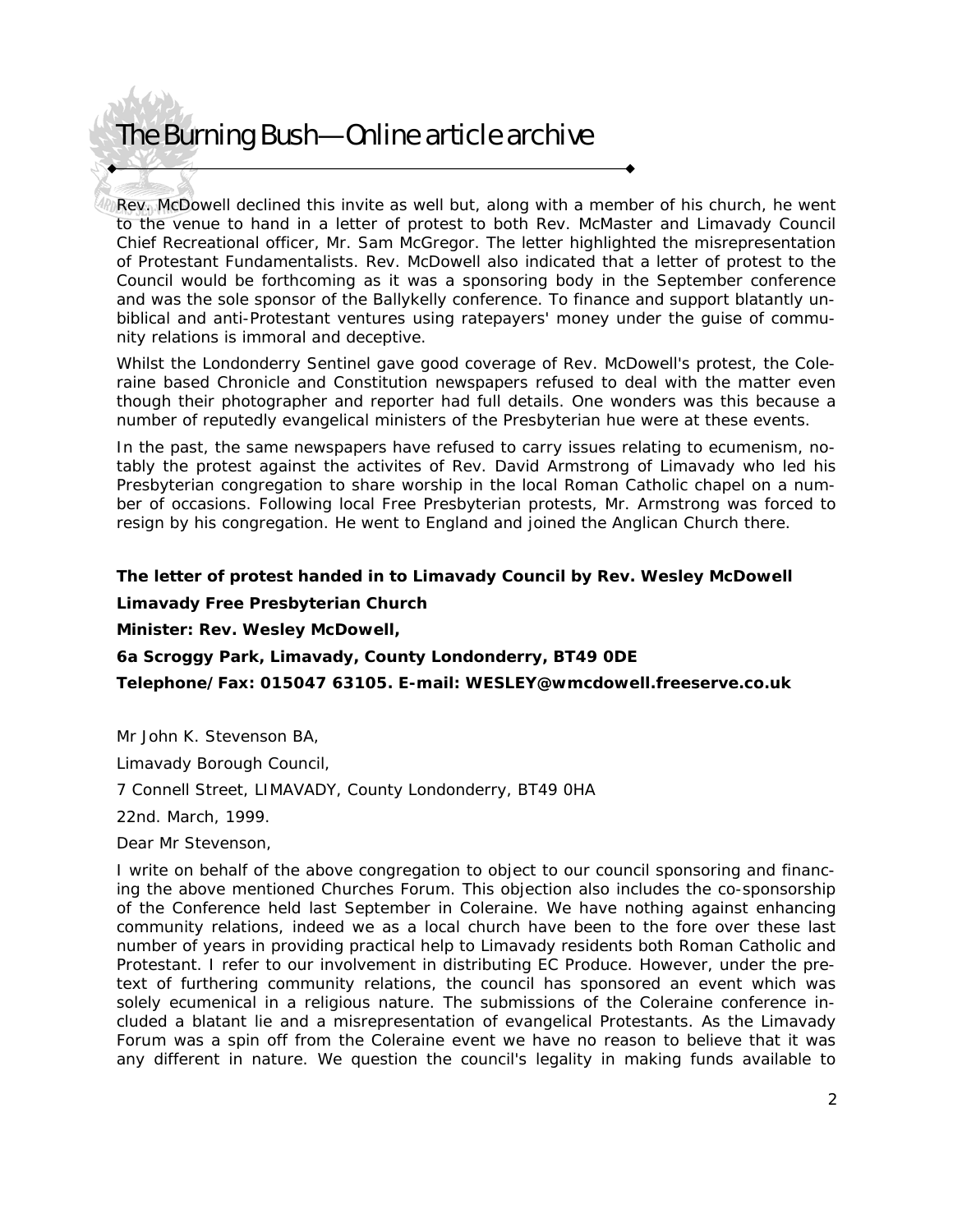Rev. McDowell declined this invite as well but, along with a member of his church, he went to the venue to hand in a letter of protest to both Rev. McMaster and Limavady Council Chief Recreational officer, Mr. Sam McGregor. The letter highlighted the misrepresentation of Protestant Fundamentalists. Rev. McDowell also indicated that a letter of protest to the Council would be forthcoming as it was a sponsoring body in the September conference and was the sole sponsor of the Ballykelly conference. To finance and support blatantly unbiblical and anti-Protestant ventures using ratepayers' money under the guise of community relations is immoral and deceptive.

Whilst the Londonderry Sentinel gave good coverage of Rev. McDowell's protest, the Coleraine based Chronicle and Constitution newspapers refused to deal with the matter even though their photographer and reporter had full details. One wonders was this because a number of reputedly evangelical ministers of the Presbyterian hue were at these events.

In the past, the same newspapers have refused to carry issues relating to ecumenism, notably the protest against the activites of Rev. David Armstrong of Limavady who led his Presbyterian congregation to share worship in the local Roman Catholic chapel on a number of occasions. Following local Free Presbyterian protests, Mr. Armstrong was forced to resign by his congregation. He went to England and joined the Anglican Church there.

**The letter of protest handed in to Limavady Council by Rev. Wesley McDowell**

**Limavady Free Presbyterian Church**

**Minister: Rev. Wesley McDowell,**

**6a Scroggy Park, Limavady, County Londonderry, BT49 0DE**

**Telephone/Fax: 015047 63105. E-mail: WESLEY@wmcdowell.freeserve.co.uk**

Mr John K. Stevenson BA,

Limavady Borough Council,

7 Connell Street, LIMAVADY, County Londonderry, BT49 0HA

22nd. March, 1999.

Dear Mr Stevenson,

I write on behalf of the above congregation to object to our council sponsoring and financing the above mentioned Churches Forum. This objection also includes the co-sponsorship of the Conference held last September in Coleraine. We have nothing against enhancing community relations, indeed we as a local church have been to the fore over these last number of years in providing practical help to Limavady residents both Roman Catholic and Protestant. I refer to our involvement in distributing EC Produce. However, under the pretext of furthering community relations, the council has sponsored an event which was solely ecumenical in a religious nature. The submissions of the Coleraine conference included a blatant lie and a misrepresentation of evangelical Protestants. As the Limavady Forum was a spin off from the Coleraine event we have no reason to believe that it was any different in nature. We question the council's legality in making funds available to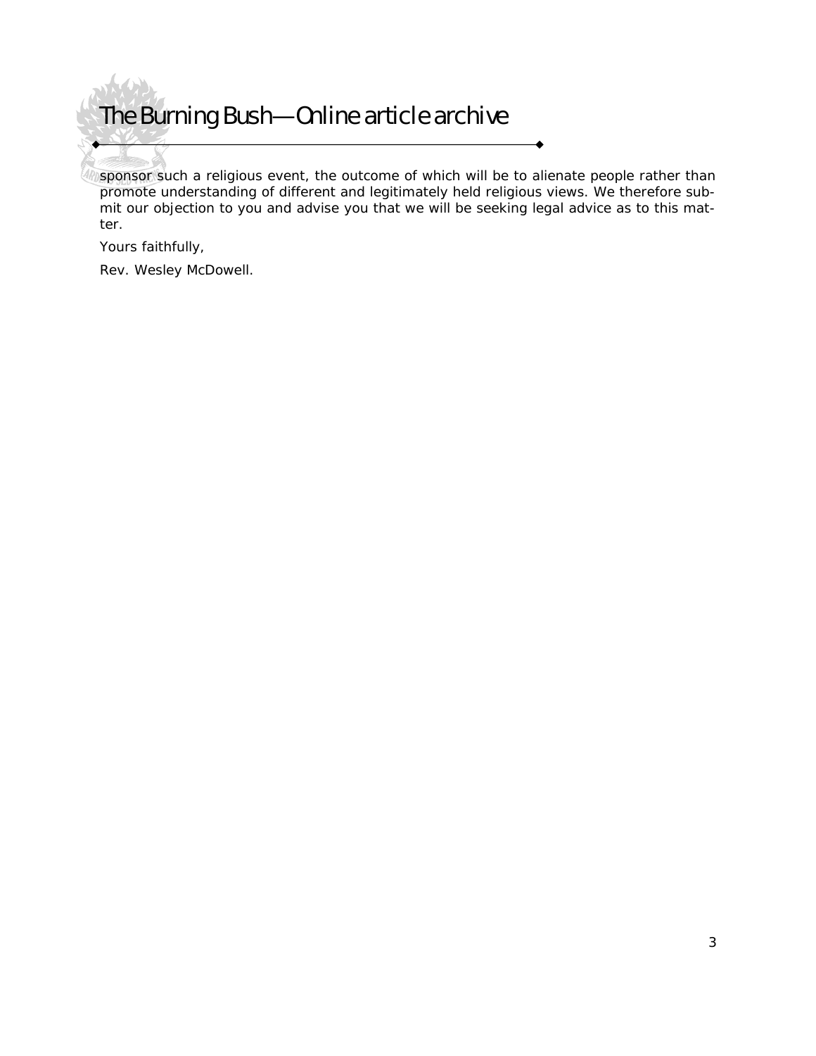sponsor such a religious event, the outcome of which will be to alienate people rather than promote understanding of different and legitimately held religious views. We therefore submit our objection to you and advise you that we will be seeking legal advice as to this matter.

Yours faithfully,

Rev. Wesley McDowell.